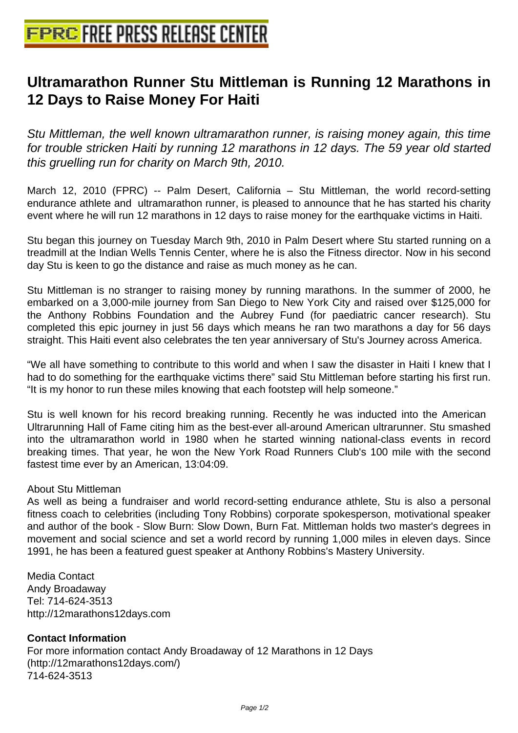# Ultramarathon Runner Stu Mittleman is Running 12 Marathons in 12 Days to Raise Money For Haiti

*Stu Mittleman, the well known ultramarathon runner, is raising money again, this time for trouble stricken Haiti by running 12 marathons in 12 days. The 59 year old started this gruelling run for charity on March 9th, 2010.*

March 12, 2010 (FPRC) -- Palm Desert, California – Stu Mittleman, the world record-setting endurance athlete and ultramarathon runner, is pleased to announce that he has started his charity event where he will run 12 marathons in 12 days to raise money for the earthquake victims in Haiti.

Stu began this journey on Tuesday March 9th, 2010 in Palm Desert where Stu started running on a treadmill at the Indian Wells Tennis Center, where he is also the Fitness director. Now in his second day Stu is keen to go the distance and raise as much money as he can.

Stu Mittleman is no stranger to raising money by running marathons. In the summer of 2000, he embarked on a 3,000-mile journey from San Diego to New York City and raised over $125,000 for the Anthony Robbins Foundation and the Aubrey Fund (for paediatric cancer research). Stu completed this epic journey in just 56 days which means he ran two marathons a day for 56 days straight. This Haiti event also celebrates the ten year anniversary of Stu's Journey across America.

“We all have something to contribute to this world and when I saw the disaster in Haiti I knew that I had to do something for the earthquake victims there” said Stu Mittleman before starting his first run. “It is my honor to run these miles knowing that each footstep will help someone.”

Stu is well known for his record breaking running. Recently he was inducted into the American Ultrarunning Hall of Fame citing him as the best-ever all-around American ultrarunner. Stu smashed into the ultramarathon world in 1980 when he started winning national-class events in record breaking times. That year, he won the New York Road Runners Club's 100 mile with the second fastest time ever by an American, 13:04:09.

About Stu Mittleman
As well as being a fundraiser and world record-setting endurance athlete, Stu is also a personal fitness coach to celebrities (including Tony Robbins) corporate spokesperson, motivational speaker and author of the book - Slow Burn: Slow Down, Burn Fat. Mittleman holds two master's degrees in movement and social science and set a world record by running 1,000 miles in eleven days. Since 1991, he has been a featured guest speaker at Anthony Robbins's Mastery University.

Media Contact
Andy Broadaway
Tel: 714-624-3513
http://12marathons12days.com

**Contact Information**
For more information contact Andy Broadaway of 12 Marathons in 12 Days (http://12marathons12days.com/)
714-624-3513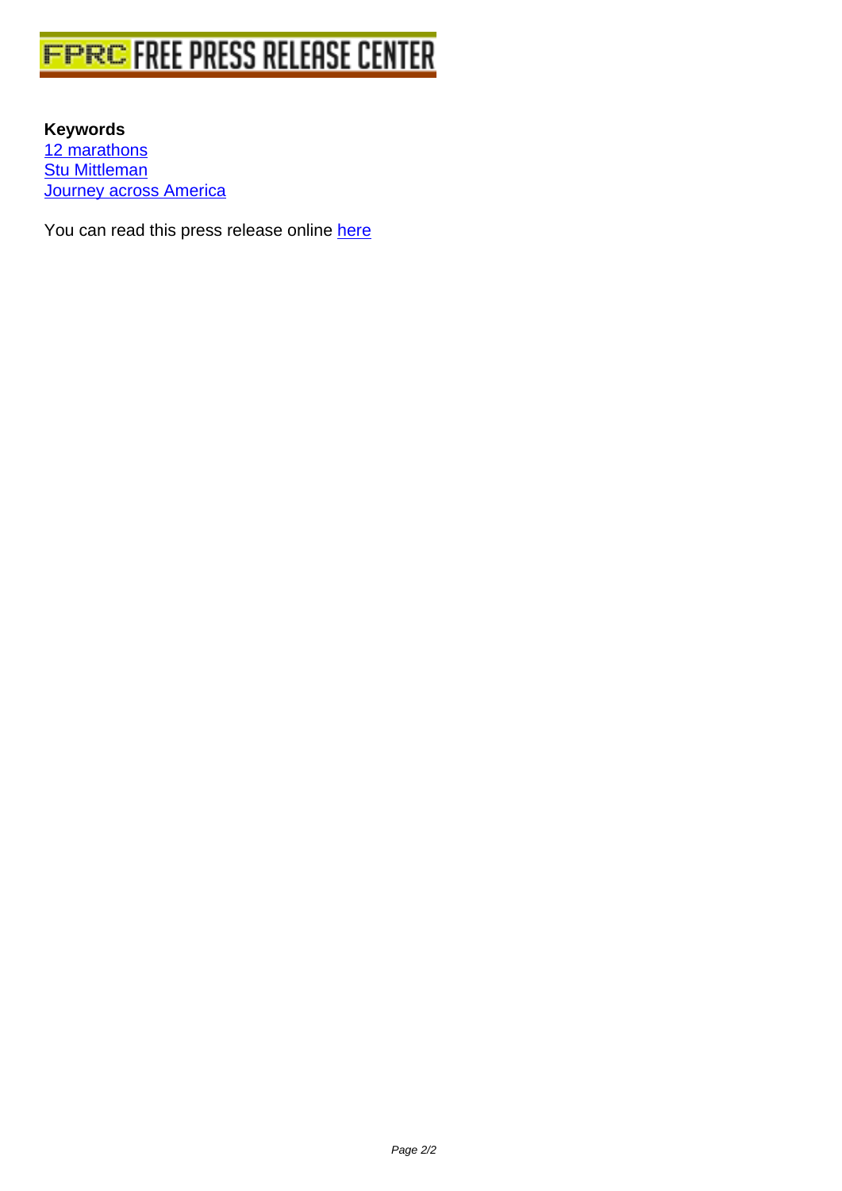**Keywords**

12 marathons
Stu Mittleman
Journey across America

You can read this press release online here